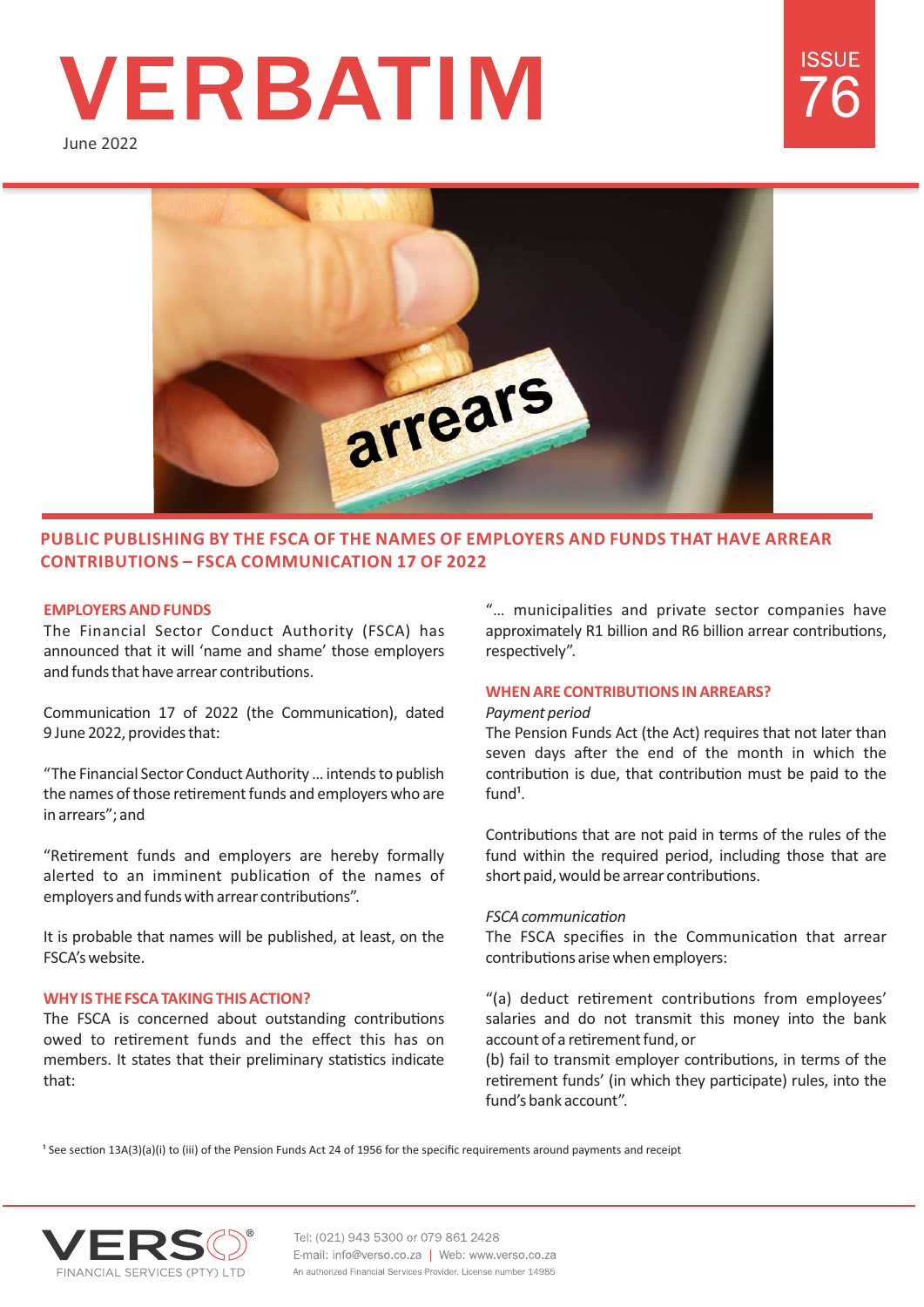# VERBATIM

June 2022

ISSUE 76

## PUBLIC PUBLISHING BY THE FSCA OF THE NAMES OF EMPLOYERS AND FUNDS THAT HAVE ARREAR CONTRIBUTIONS – FSCA COMMUNICATION 17 OF 2022

### EMPLOYERS AND FUNDS

The Financial Sector Conduct Authority (FSCA) has announced that it will 'name and shame' those employers and funds that have arrear contributions.

Communication 17 of 2022 (the Communication), dated 9 June 2022, provides that:

"The Financial Sector Conduct Authority ... intends to publish the names of those retirement funds and employers who are in arrears"; and

"Retirement funds and employers are hereby formally alerted to an imminent publication of the names of employers and funds with arrear contributions".

It is probable that names will be published, at least, on the FSCA's website.

### WHY IS THE FSCA TAKING THIS ACTION?

The FSCA is concerned about outstanding contributions owed to retirement funds and the effect this has on members. It states that their preliminary statistics indicate that:

"... municipalities and private sector companies have approximately R1 billion and R6 billion arrear contributions, respectively".

### WHEN ARE CONTRIBUTIONS IN ARREARS?

*Payment period*

The Pension Funds Act (the Act) requires that not later than seven days after the end of the month in which the contribution is due, that contribution must be paid to the fund[1].

Contributions that are not paid in terms of the rules of the fund within the required period, including those that are short paid, would be arrear contributions.

*FSCA communication*

The FSCA specifies in the Communication that arrear contributions arise when employers:

"(a) deduct retirement contributions from employees' salaries and do not transmit this money into the bank account of a retirement fund, or

(b) fail to transmit employer contributions, in terms of the retirement funds' (in which they participate) rules, into the fund's bank account".

[1] See section 13A(3)(a)(i) to (iii) of the Pension Funds Act 24 of 1956 for the specific requirements around payments and receipt

VERSO® FINANCIAL SERVICES (PTY) LTD

Tel: (021) 943 5300 or 079 861 2428
E-mail: info@verso.co.za | Web: www.verso.co.za
An authorized Financial Services Provider. License number 14985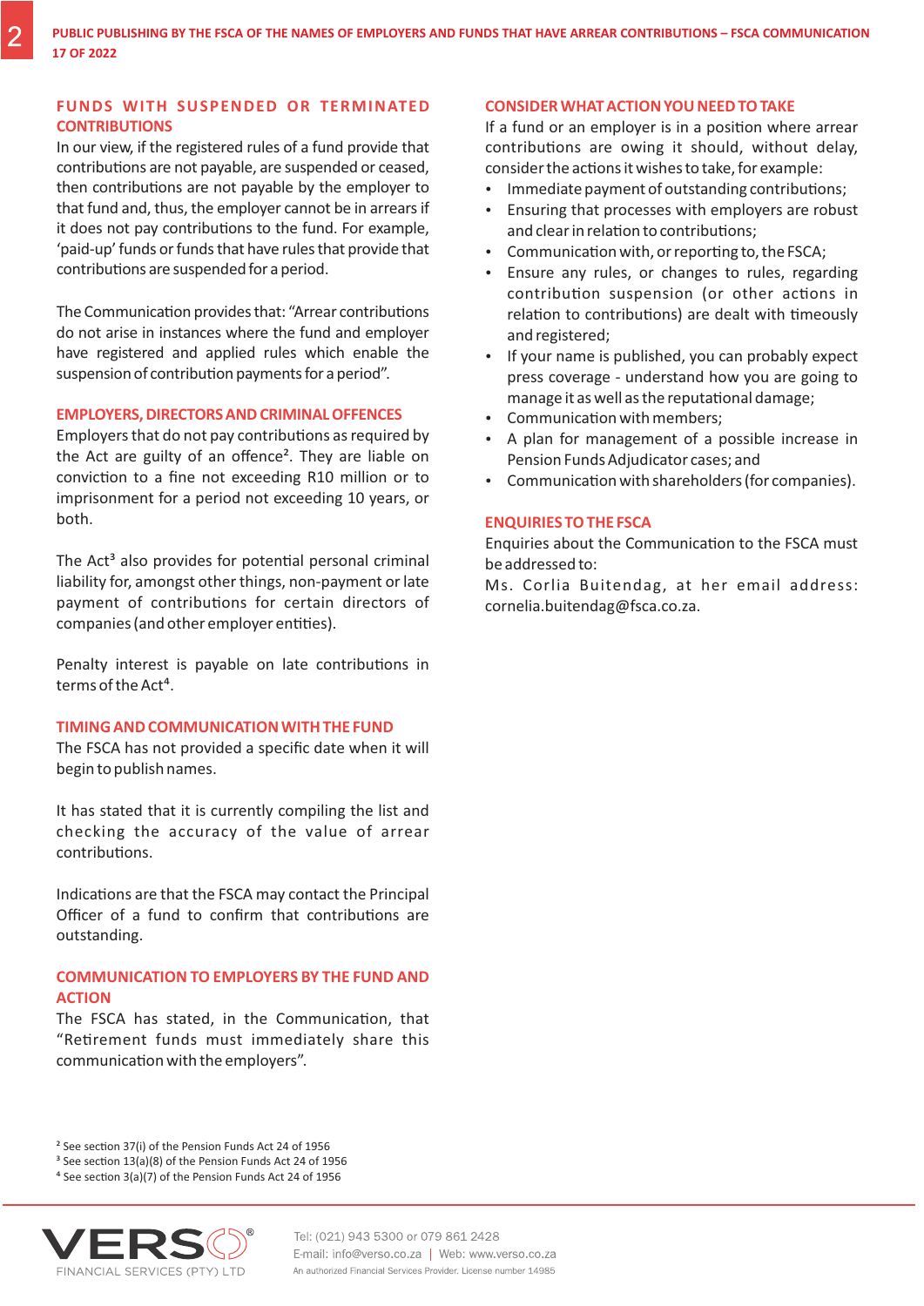## FUNDS WITH SUSPENDED OR TERMINATED CONTRIBUTIONS

In our view, if the registered rules of a fund provide that contributions are not payable, are suspended or ceased, then contributions are not payable by the employer to that fund and, thus, the employer cannot be in arrears if it does not pay contributions to the fund. For example, 'paid-up' funds or funds that have rules that provide that contributions are suspended for a period.

The Communication provides that: "Arrear contributions do not arise in instances where the fund and employer have registered and applied rules which enable the suspension of contribution payments for a period".

## EMPLOYERS, DIRECTORS AND CRIMINAL OFFENCES

Employers that do not pay contributions as required by the Act are guilty of an offence[2]. They are liable on conviction to a fine not exceeding R10 million or to imprisonment for a period not exceeding 10 years, or both.

The Act[3] also provides for potential personal criminal liability for, amongst other things, non-payment or late payment of contributions for certain directors of companies (and other employer entities).

Penalty interest is payable on late contributions in terms of the Act[4].

## TIMING AND COMMUNICATION WITH THE FUND

The FSCA has not provided a specific date when it will begin to publish names.

It has stated that it is currently compiling the list and checking the accuracy of the value of arrear contributions.

Indications are that the FSCA may contact the Principal Officer of a fund to confirm that contributions are outstanding.

## COMMUNICATION TO EMPLOYERS BY THE FUND AND ACTION

The FSCA has stated, in the Communication, that "Retirement funds must immediately share this communication with the employers".

## CONSIDER WHAT ACTION YOU NEED TO TAKE

If a fund or an employer is in a position where arrear contributions are owing it should, without delay, consider the actions it wishes to take, for example:

- Immediate payment of outstanding contributions;
- Ensuring that processes with employers are robust and clear in relation to contributions;
- Communication with, or reporting to, the FSCA;
- Ensure any rules, or changes to rules, regarding contribution suspension (or other actions in relation to contributions) are dealt with timeously and registered;
- If your name is published, you can probably expect press coverage - understand how you are going to manage it as well as the reputational damage;
- Communication with members;
- A plan for management of a possible increase in Pension Funds Adjudicator cases; and
- Communication with shareholders (for companies).

## ENQUIRIES TO THE FSCA

Enquiries about the Communication to the FSCA must be addressed to:

Ms. Corlia Buitendag, at her email address: cornelia.buitendag@fsca.co.za.

---

[2] See section 37(i) of the Pension Funds Act 24 of 1956

[3] See section 13(a)(8) of the Pension Funds Act 24 of 1956

[4] See section 3(a)(7) of the Pension Funds Act 24 of 1956

VERSO® FINANCIAL SERVICES (PTY) LTD

Tel: (021) 943 5300 or 079 861 2428

E-mail: info@verso.co.za | Web: www.verso.co.za

An authorized Financial Services Provider. License number 14985